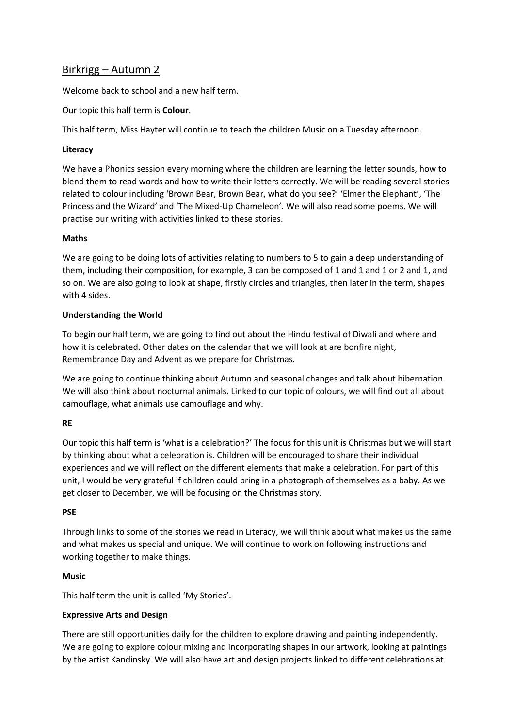# Birkrigg – Autumn 2

Welcome back to school and a new half term.

Our topic this half term is **Colour**.

This half term, Miss Hayter will continue to teach the children Music on a Tuesday afternoon.

**Literacy**

We have a Phonics session every morning where the children are learning the letter sounds, how to blend them to read words and how to write their letters correctly. We will be reading several stories related to colour including 'Brown Bear, Brown Bear, what do you see?' 'Elmer the Elephant', 'The Princess and the Wizard' and 'The Mixed-Up Chameleon'. We will also read some poems. We will practise our writing with activities linked to these stories.

**Maths**

We are going to be doing lots of activities relating to numbers to 5 to gain a deep understanding of them, including their composition, for example, 3 can be composed of 1 and 1 and 1 or 2 and 1, and so on. We are also going to look at shape, firstly circles and triangles, then later in the term, shapes with 4 sides.

**Understanding the World**

To begin our half term, we are going to find out about the Hindu festival of Diwali and where and how it is celebrated. Other dates on the calendar that we will look at are bonfire night, Remembrance Day and Advent as we prepare for Christmas.

We are going to continue thinking about Autumn and seasonal changes and talk about hibernation. We will also think about nocturnal animals. Linked to our topic of colours, we will find out all about camouflage, what animals use camouflage and why.

**RE**

Our topic this half term is 'what is a celebration?' The focus for this unit is Christmas but we will start by thinking about what a celebration is. Children will be encouraged to share their individual experiences and we will reflect on the different elements that make a celebration. For part of this unit, I would be very grateful if children could bring in a photograph of themselves as a baby. As we get closer to December, we will be focusing on the Christmas story.

**PSE**

Through links to some of the stories we read in Literacy, we will think about what makes us the same and what makes us special and unique. We will continue to work on following instructions and working together to make things.

**Music**

This half term the unit is called 'My Stories'.

**Expressive Arts and Design**

There are still opportunities daily for the children to explore drawing and painting independently. We are going to explore colour mixing and incorporating shapes in our artwork, looking at paintings by the artist Kandinsky. We will also have art and design projects linked to different celebrations at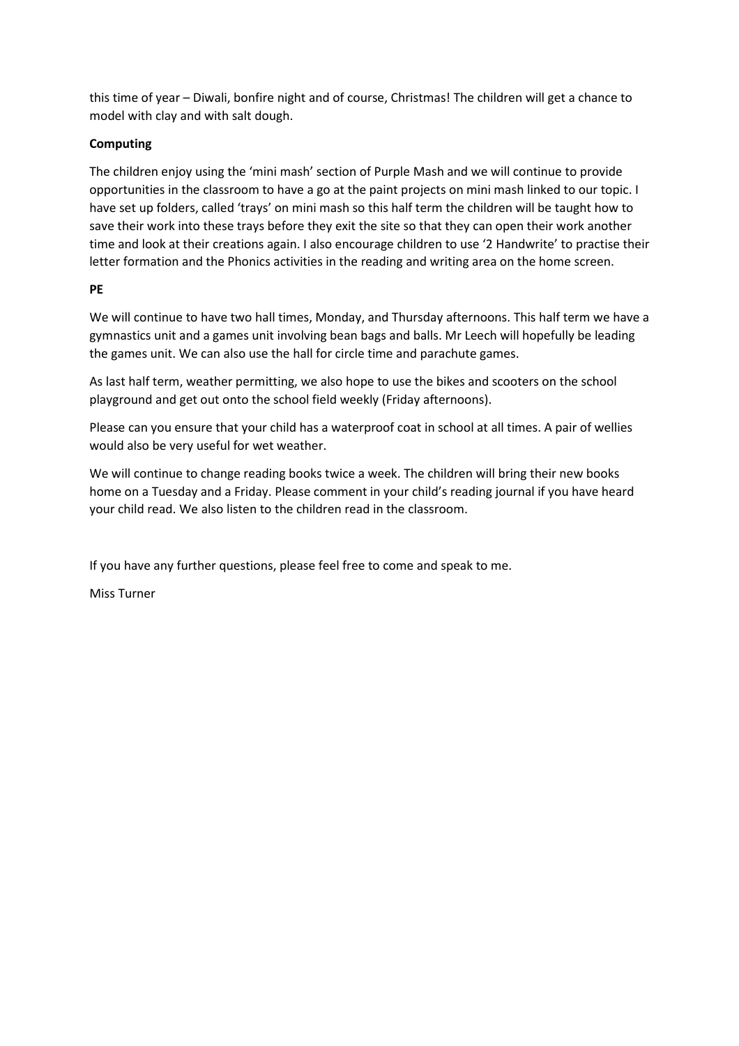this time of year – Diwali, bonfire night and of course, Christmas! The children will get a chance to model with clay and with salt dough.

**Computing**

The children enjoy using the 'mini mash' section of Purple Mash and we will continue to provide opportunities in the classroom to have a go at the paint projects on mini mash linked to our topic. I have set up folders, called 'trays' on mini mash so this half term the children will be taught how to save their work into these trays before they exit the site so that they can open their work another time and look at their creations again. I also encourage children to use '2 Handwrite' to practise their letter formation and the Phonics activities in the reading and writing area on the home screen.

**PE**

We will continue to have two hall times, Monday, and Thursday afternoons. This half term we have a gymnastics unit and a games unit involving bean bags and balls. Mr Leech will hopefully be leading the games unit. We can also use the hall for circle time and parachute games.

As last half term, weather permitting, we also hope to use the bikes and scooters on the school playground and get out onto the school field weekly (Friday afternoons).

Please can you ensure that your child has a waterproof coat in school at all times. A pair of wellies would also be very useful for wet weather.

We will continue to change reading books twice a week. The children will bring their new books home on a Tuesday and a Friday. Please comment in your child's reading journal if you have heard your child read. We also listen to the children read in the classroom.

If you have any further questions, please feel free to come and speak to me.

Miss Turner